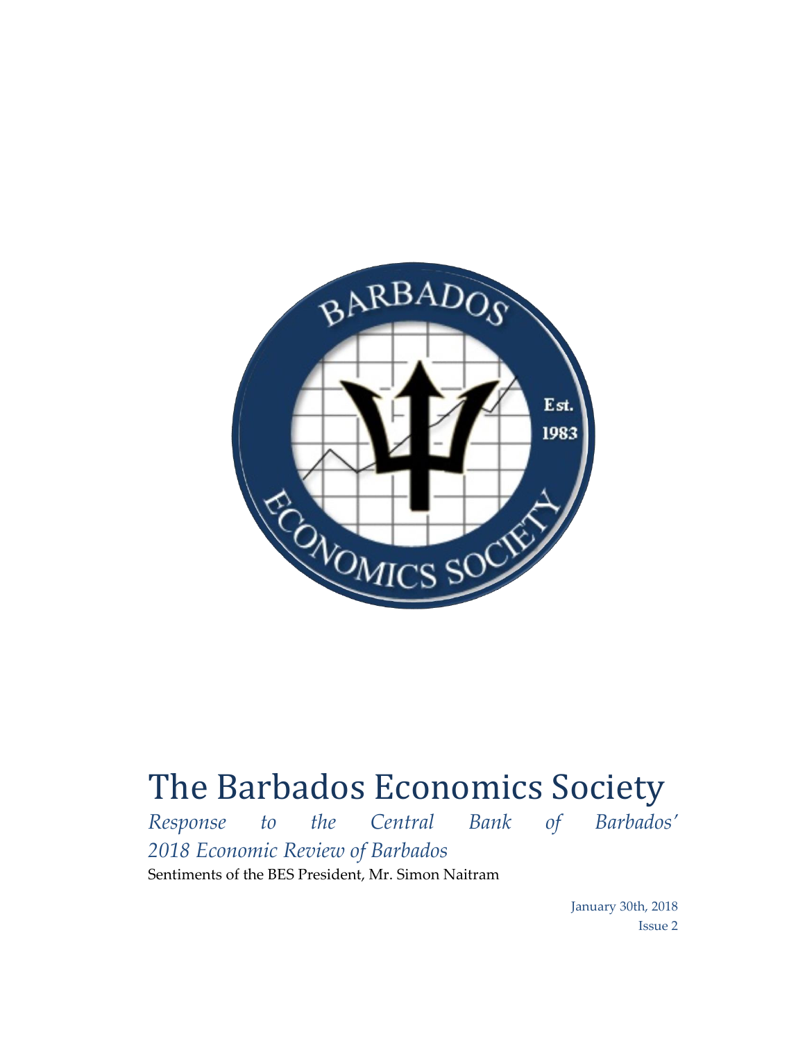# The Barbados Economics Society

*Response to the Central Bank of Barbados' 2018 Economic Review of Barbados*

Sentiments of the BES President, Mr. Simon Naitram

January 30th, 2018

Issue 2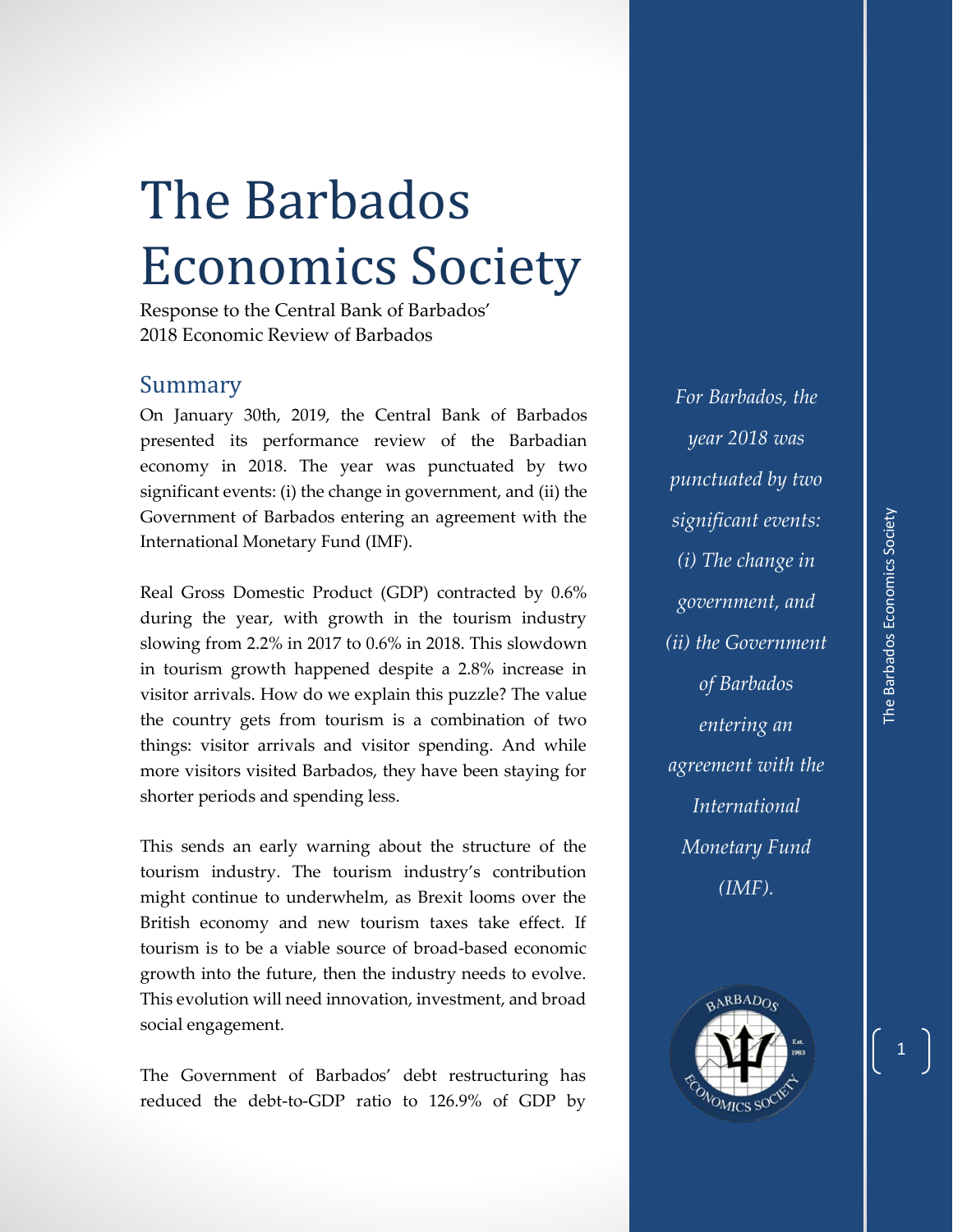# The Barbados Economics Society

Response to the Central Bank of Barbados' 2018 Economic Review of Barbados

## Summary

On January 30th, 2019, the Central Bank of Barbados presented its performance review of the Barbadian economy in 2018. The year was punctuated by two significant events: (i) the change in government, and (ii) the Government of Barbados entering an agreement with the International Monetary Fund (IMF).

Real Gross Domestic Product (GDP) contracted by 0.6% during the year, with growth in the tourism industry slowing from 2.2% in 2017 to 0.6% in 2018. This slowdown in tourism growth happened despite a 2.8% increase in visitor arrivals. How do we explain this puzzle? The value the country gets from tourism is a combination of two things: visitor arrivals and visitor spending. And while more visitors visited Barbados, they have been staying for shorter periods and spending less.

This sends an early warning about the structure of the tourism industry. The tourism industry's contribution might continue to underwhelm, as Brexit looms over the British economy and new tourism taxes take effect. If tourism is to be a viable source of broad-based economic growth into the future, then the industry needs to evolve. This evolution will need innovation, investment, and broad social engagement.

The Government of Barbados' debt restructuring has reduced the debt-to-GDP ratio to 126.9% of GDP by

*For Barbados, the year 2018 was punctuated by two significant events: (i) The change in government, and (ii) the Government of Barbados entering an agreement with the International Monetary Fund (IMF).*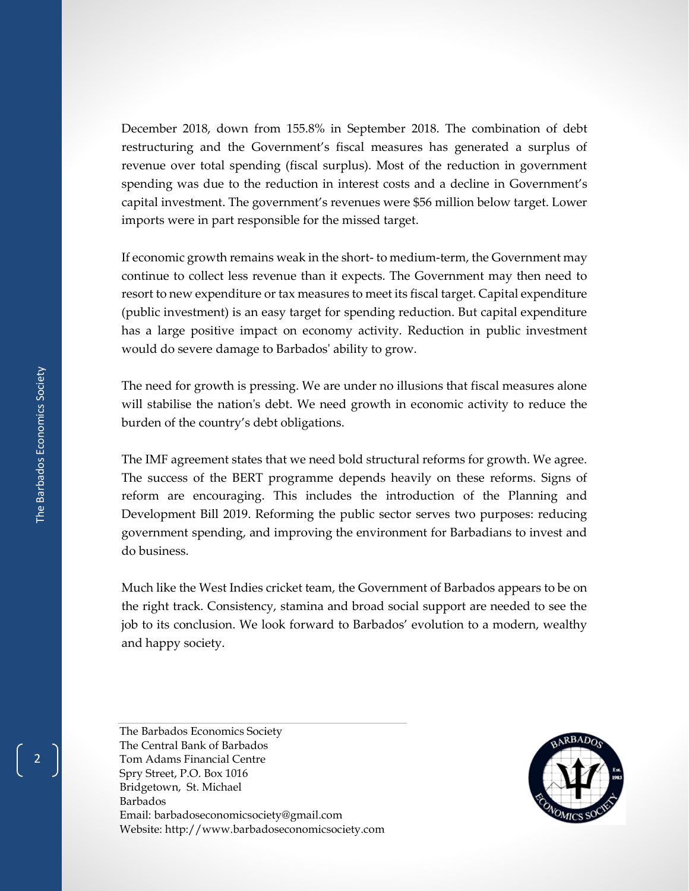December 2018, down from 155.8% in September 2018. The combination of debt restructuring and the Government's fiscal measures has generated a surplus of revenue over total spending (fiscal surplus). Most of the reduction in government spending was due to the reduction in interest costs and a decline in Government's capital investment. The government's revenues were $56 million below target. Lower imports were in part responsible for the missed target.

If economic growth remains weak in the short- to medium-term, the Government may continue to collect less revenue than it expects. The Government may then need to resort to new expenditure or tax measures to meet its fiscal target. Capital expenditure (public investment) is an easy target for spending reduction. But capital expenditure has a large positive impact on economy activity. Reduction in public investment would do severe damage to Barbados' ability to grow.

The need for growth is pressing. We are under no illusions that fiscal measures alone will stabilise the nation's debt. We need growth in economic activity to reduce the burden of the country's debt obligations.

The IMF agreement states that we need bold structural reforms for growth. We agree. The success of the BERT programme depends heavily on these reforms. Signs of reform are encouraging. This includes the introduction of the Planning and Development Bill 2019. Reforming the public sector serves two purposes: reducing government spending, and improving the environment for Barbadians to invest and do business.

Much like the West Indies cricket team, the Government of Barbados appears to be on the right track. Consistency, stamina and broad social support are needed to see the job to its conclusion. We look forward to Barbados' evolution to a modern, wealthy and happy society.

---

The Barbados Economics Society
The Central Bank of Barbados
Tom Adams Financial Centre
Spry Street, P.O. Box 1016
Bridgetown, St. Michael
Barbados
Email: barbadoseconomicsociety@gmail.com
Website: http://www.barbadoseconomicsociety.com